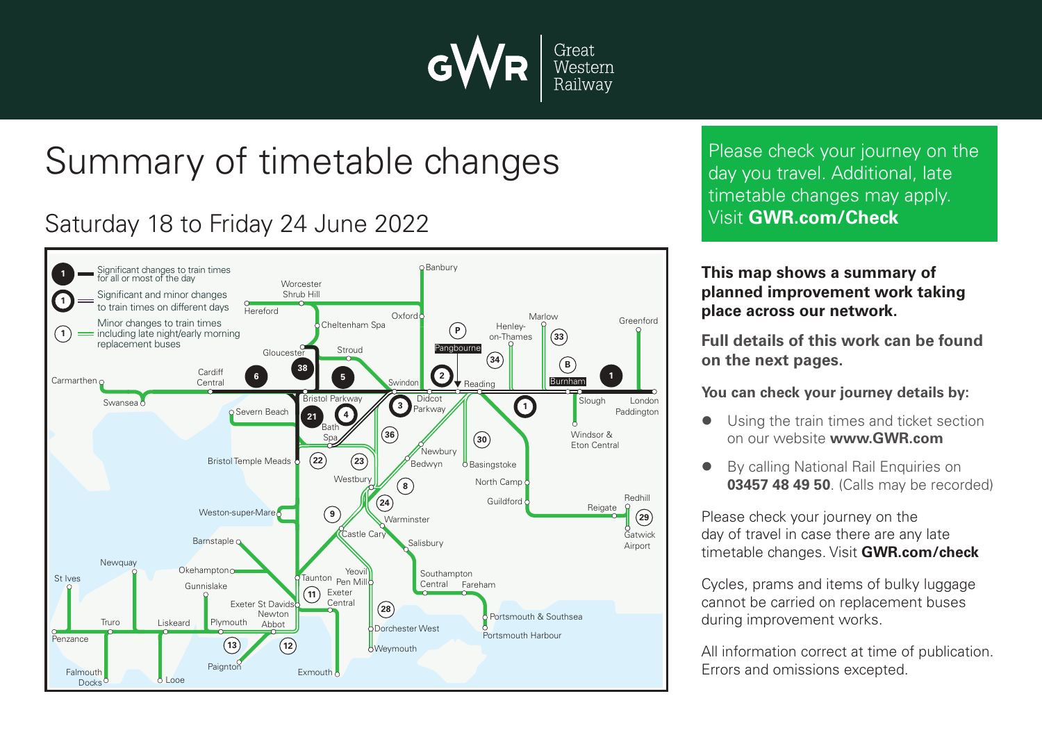Great Western Railway

# Summary of timetable changes

## Saturday 18 to Friday 24 June 2022

1 Significant changes to train times for all or most of the day

1 Significant and minor changes to train times on different days

1 Minor changes to train times including late night/early morning replacement buses

Banbury
Worcester Shrub Hill
Hereford
Oxford
Cheltenham Spa
Marlow
Henley-on-Thames
Greenford
Gloucester
Stroud
Pangbourne
Cardiff Central
Carmarthen
Swindon
Reading
Burnham
Swansea
Bristol Parkway
Didcot Parkway
Slough
London Paddington
Severn Beach
Bath Spa
Windsor & Eton Central
Newbury
Bristol Temple Meads
Bedwyn
Basingstoke
Westbury
North Camp
Guildford
Redhill
Reigate
Weston-super-Mare
Warminster
Gatwick Airport
Castle Cary
Barnstaple
Salisbury
Newquay
Okehampton
Yeovil Pen Mill
Taunton
Southampton Central
Fareham
St Ives
Gunnislake
Exeter Central
Exeter St Davids
Newton Abbot
Truro
Liskeard
Plymouth
Portsmouth & Southsea
Penzance
Dorchester West
Portsmouth Harbour
Weymouth
Paignton
Exmouth
Falmouth Docks
Looe

1, 2, 3, 4, 5, 6, 8, 9, 11, 12, 13, 21, 22, 23, 24, 28, 29, 30, 33, 34, 36, 38, P, B

Please check your journey on the day you travel. Additional, late timetable changes may apply. Visit **GWR.com/Check**

**This map shows a summary of planned improvement work taking place across our network.**

**Full details of this work can be found on the next pages.**

**You can check your journey details by:**

- Using the train times and ticket section on our website **www.GWR.com**
- By calling National Rail Enquiries on **03457 48 49 50**. (Calls may be recorded)

Please check your journey on the day of travel in case there are any late timetable changes. Visit **GWR.com/check**

Cycles, prams and items of bulky luggage cannot be carried on replacement buses during improvement works.

All information correct at time of publication. Errors and omissions excepted.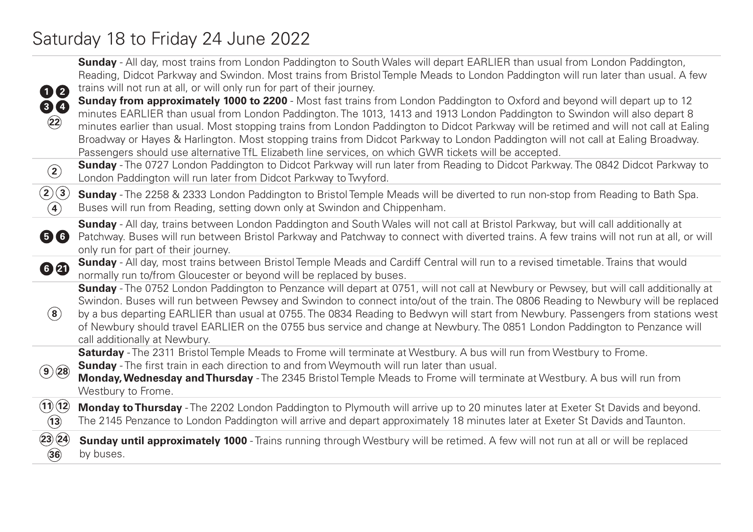# Saturday 18 to Friday 24 June 2022

| | |
|---|---|
| 1 2 3 4 22 | **Sunday** - All day, most trains from London Paddington to South Wales will depart EARLIER than usual from London Paddington, Reading, Didcot Parkway and Swindon. Most trains from Bristol Temple Meads to London Paddington will run later than usual. A few trains will not run at all, or will only run for part of their journey. **Sunday from approximately 1000 to 2200** - Most fast trains from London Paddington to Oxford and beyond will depart up to 12 minutes EARLIER than usual from London Paddington. The 1013, 1413 and 1913 London Paddington to Swindon will also depart 8 minutes earlier than usual. Most stopping trains from London Paddington to Didcot Parkway will be retimed and will not call at Ealing Broadway or Hayes & Harlington. Most stopping trains from Didcot Parkway to London Paddington will not call at Ealing Broadway. Passengers should use alternative TfL Elizabeth line services, on which GWR tickets will be accepted. |
| 2 | **Sunday** - The 0727 London Paddington to Didcot Parkway will run later from Reading to Didcot Parkway. The 0842 Didcot Parkway to London Paddington will run later from Didcot Parkway to Twyford. |
| 2 3 4 | **Sunday** - The 2258 & 2333 London Paddington to Bristol Temple Meads will be diverted to run non-stop from Reading to Bath Spa. Buses will run from Reading, setting down only at Swindon and Chippenham. |
| 5 6 | **Sunday** - All day, trains between London Paddington and South Wales will not call at Bristol Parkway, but will call additionally at Patchway. Buses will run between Bristol Parkway and Patchway to connect with diverted trains. A few trains will not run at all, or will only run for part of their journey. |
| 6 21 | **Sunday** - All day, most trains between Bristol Temple Meads and Cardiff Central will run to a revised timetable. Trains that would normally run to/from Gloucester or beyond will be replaced by buses. |
| 8 | **Sunday** - The 0752 London Paddington to Penzance will depart at 0751, will not call at Newbury or Pewsey, but will call additionally at Swindon. Buses will run between Pewsey and Swindon to connect into/out of the train. The 0806 Reading to Newbury will be replaced by a bus departing EARLIER than usual at 0755. The 0834 Reading to Bedwyn will start from Newbury. Passengers from stations west of Newbury should travel EARLIER on the 0755 bus service and change at Newbury. The 0851 London Paddington to Penzance will call additionally at Newbury. |
| 9 28 | **Saturday** - The 2311 Bristol Temple Meads to Frome will terminate at Westbury. A bus will run from Westbury to Frome. **Sunday** - The first train in each direction to and from Weymouth will run later than usual. **Monday, Wednesday and Thursday** - The 2345 Bristol Temple Meads to Frome will terminate at Westbury. A bus will run from Westbury to Frome. |
| 11 12 13 | **Monday to Thursday** - The 2202 London Paddington to Plymouth will arrive up to 20 minutes later at Exeter St Davids and beyond. The 2145 Penzance to London Paddington will arrive and depart approximately 18 minutes later at Exeter St Davids and Taunton. |
| 23 24 36 | **Sunday until approximately 1000** - Trains running through Westbury will be retimed. A few will not run at all or will be replaced by buses. |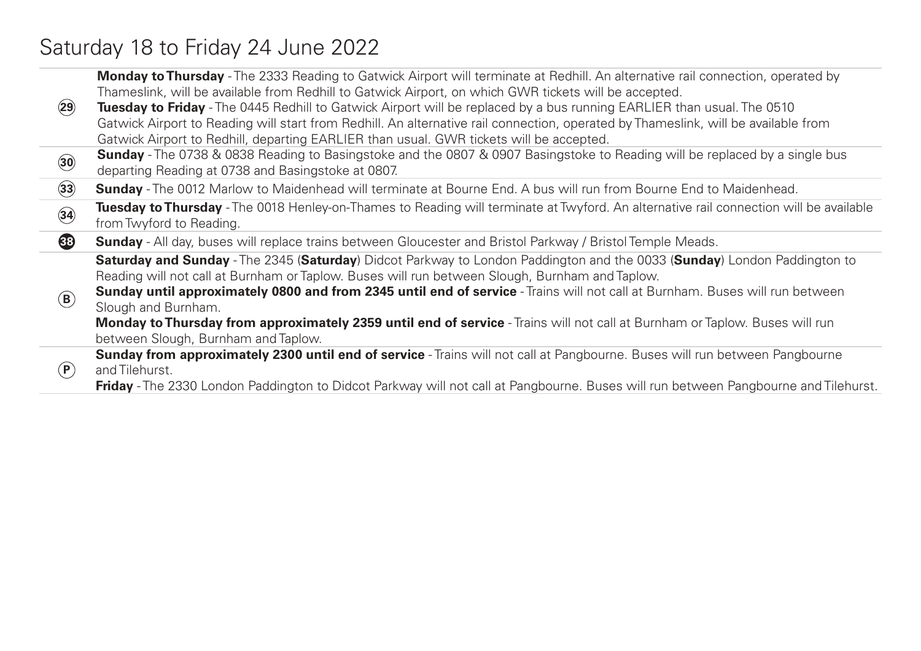// Saturday 18 to Friday 24 June 2022

| | |
|---|---|
| (29) | **Monday to Thursday** - The 2333 Reading to Gatwick Airport will terminate at Redhill. An alternative rail connection, operated by Thameslink, will be available from Redhill to Gatwick Airport, on which GWR tickets will be accepted.<br>**Tuesday to Friday** - The 0445 Redhill to Gatwick Airport will be replaced by a bus running EARLIER than usual. The 0510 Gatwick Airport to Reading will start from Redhill. An alternative rail connection, operated by Thameslink, will be available from Gatwick Airport to Redhill, departing EARLIER than usual. GWR tickets will be accepted. |
| (30) | **Sunday** - The 0738 & 0838 Reading to Basingstoke and the 0807 & 0907 Basingstoke to Reading will be replaced by a single bus departing Reading at 0738 and Basingstoke at 0807. |
| (33) | **Sunday** - The 0012 Marlow to Maidenhead will terminate at Bourne End. A bus will run from Bourne End to Maidenhead. |
| (34) | **Tuesday to Thursday** - The 0018 Henley-on-Thames to Reading will terminate at Twyford. An alternative rail connection will be available from Twyford to Reading. |
| 38 | **Sunday** - All day, buses will replace trains between Gloucester and Bristol Parkway / Bristol Temple Meads. |
| (B) | **Saturday and Sunday** - The 2345 (**Saturday**) Didcot Parkway to London Paddington and the 0033 (**Sunday**) London Paddington to Reading will not call at Burnham or Taplow. Buses will run between Slough, Burnham and Taplow.<br>**Sunday until approximately 0800 and from 2345 until end of service** - Trains will not call at Burnham. Buses will run between Slough and Burnham.<br>**Monday to Thursday from approximately 2359 until end of service** - Trains will not call at Burnham or Taplow. Buses will run between Slough, Burnham and Taplow. |
| (P) | **Sunday from approximately 2300 until end of service** - Trains will not call at Pangbourne. Buses will run between Pangbourne and Tilehurst.<br>**Friday** - The 2330 London Paddington to Didcot Parkway will not call at Pangbourne. Buses will run between Pangbourne and Tilehurst. |